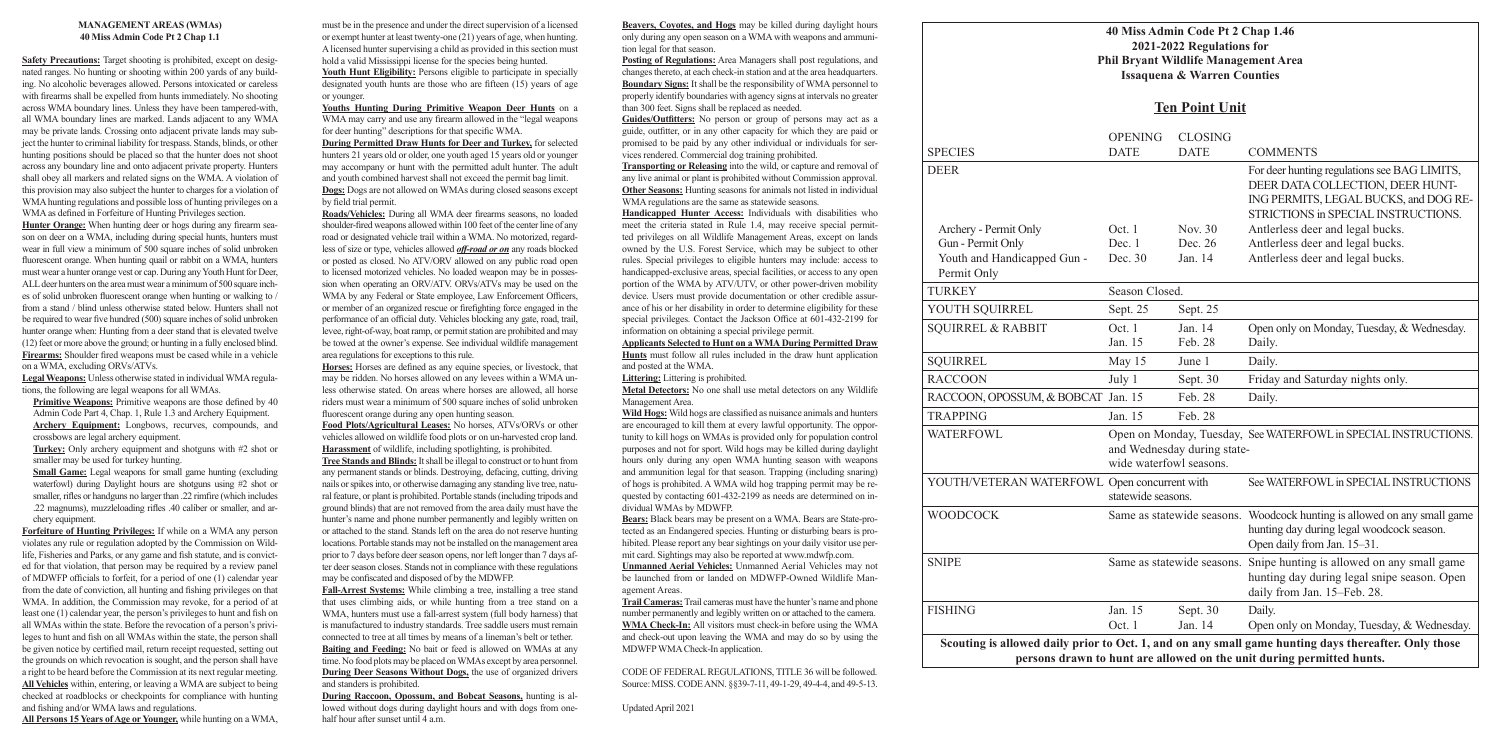## MANAGEMENT AREAS (WMAs)
## 40 Miss Admin Code Pt 2 Chap 1.1

**Safety Precautions:** Target shooting is prohibited, except on designated ranges. No hunting or shooting within 200 yards of any building. No alcoholic beverages allowed. Persons intoxicated or careless with firearms shall be expelled from hunts immediately. No shooting across WMA boundary lines. Unless they have been tampered-with, all WMA boundary lines are marked. Lands adjacent to any WMA may be private lands. Crossing onto adjacent private lands may subject the hunter to criminal liability for trespass. Stands, blinds, or other hunting positions should be placed so that the hunter does not shoot across any boundary line and onto adjacent private property. Hunters shall obey all markers and related signs on the WMA. A violation of this provision may also subject the hunter to charges for a violation of WMA hunting regulations and possible loss of hunting privileges on a WMA as defined in Forfeiture of Hunting Privileges section.

**Hunter Orange:** When hunting deer or hogs during any firearm season on deer on a WMA, including during special hunts, hunters must wear in full view a minimum of 500 square inches of solid unbroken fluorescent orange. When hunting quail or rabbit on a WMA, hunters must wear a hunter orange vest or cap. During any Youth Hunt for Deer, ALL deer hunters on the area must wear a minimum of 500 square inches of solid unbroken fluorescent orange when hunting or walking to / from a stand / blind unless otherwise stated below. Hunters shall not be required to wear five hundred (500) square inches of solid unbroken hunter orange when: Hunting from a deer stand that is elevated twelve (12) feet or more above the ground; or hunting in a fully enclosed blind.

**Firearms:** Shoulder fired weapons must be cased while in a vehicle on a WMA, excluding ORVs/ATVs.

**Legal Weapons:** Unless otherwise stated in individual WMA regulations, the following are legal weapons for all WMAs.

**Primitive Weapons:** Primitive weapons are those defined by 40 Admin Code Part 4, Chap. 1, Rule 1.3 and Archery Equipment.

**Archery Equipment:** Longbows, recurves, compounds, and crossbows are legal archery equipment.

**Turkey:** Only archery equipment and shotguns with #2 shot or smaller may be used for turkey hunting.

**Small Game:** Legal weapons for small game hunting (excluding waterfowl) during Daylight hours are shotguns using #2 shot or smaller, rifles or handguns no larger than .22 rimfire (which includes .22 magnums), muzzleloading rifles .40 caliber or smaller, and archery equipment.

**Forfeiture of Hunting Privileges:** If while on a WMA any person violates any rule or regulation adopted by the Commission on Wildlife, Fisheries and Parks, or any game and fish statute, and is convicted for that violation, that person may be required by a review panel of MDWFP officials to forfeit, for a period of one (1) calendar year from the date of conviction, all hunting and fishing privileges on that WMA. In addition, the Commission may revoke, for a period of at least one (1) calendar year, the person's privileges to hunt and fish on all WMAs within the state. Before the revocation of a person's privileges to hunt and fish on all WMAs within the state, the person shall be given notice by certified mail, return receipt requested, setting out the grounds on which revocation is sought, and the person shall have a right to be heard before the Commission at its next regular meeting.

**All Vehicles** within, entering, or leaving a WMA are subject to being checked at roadblocks or checkpoints for compliance with hunting and fishing and/or WMA laws and regulations.

**All Persons 15 Years of Age or Younger,** while hunting on a WMA, must be in the presence and under the direct supervision of a licensed or exempt hunter at least twenty-one (21) years of age, when hunting. A licensed hunter supervising a child as provided in this section must hold a valid Mississippi license for the species being hunted.

**Youth Hunt Eligibility:** Persons eligible to participate in specially designated youth hunts are those who are fifteen (15) years of age or younger.

**Youths Hunting During Primitive Weapon Deer Hunts** on a WMA may carry and use any firearm allowed in the "legal weapons for deer hunting" descriptions for that specific WMA.

**During Permitted Draw Hunts for Deer and Turkey,** for selected hunters 21 years old or older, one youth aged 15 years old or younger may accompany or hunt with the permitted adult hunter. The adult and youth combined harvest shall not exceed the permit bag limit.

**Dogs:** Dogs are not allowed on WMAs during closed seasons except by field trial permit.

**Roads/Vehicles:** During all WMA deer firearms seasons, no loaded shoulder-fired weapons allowed within 100 feet of the center line of any road or designated vehicle trail within a WMA. No motorized, regardless of size or type, vehicles allowed ***off-road or on*** any roads blocked or posted as closed. No ATV/ORV allowed on any public road open to licensed motorized vehicles. No loaded weapon may be in possession when operating an ORV/ATV. ORVs/ATVs may be used on the WMA by any Federal or State employee, Law Enforcement Officers, or member of an organized rescue or firefighting force engaged in the performance of an official duty. Vehicles blocking any gate, road, trail, levee, right-of-way, boat ramp, or permit station are prohibited and may be towed at the owner's expense. See individual wildlife management area regulations for exceptions to this rule.

**Horses:** Horses are defined as any equine species, or livestock, that may be ridden. No horses allowed on any levees within a WMA unless otherwise stated. On areas where horses are allowed, all horse riders must wear a minimum of 500 square inches of solid unbroken fluorescent orange during any open hunting season.

**Food Plots/Agricultural Leases:** No horses, ATVs/ORVs or other vehicles allowed on wildlife food plots or on un-harvested crop land.

**Harassment** of wildlife, including spotlighting, is prohibited.

**Tree Stands and Blinds:** It shall be illegal to construct or to hunt from any permanent stands or blinds. Destroying, defacing, cutting, driving nails or spikes into, or otherwise damaging any standing live tree, natural feature, or plant is prohibited. Portable stands (including tripods and ground blinds) that are not removed from the area daily must have the hunter's name and phone number permanently and legibly written on or attached to the stand. Stands left on the area do not reserve hunting locations. Portable stands may not be installed on the management area prior to 7 days before deer season opens, nor left longer than 7 days after deer season closes. Stands not in compliance with these regulations may be confiscated and disposed of by the MDWFP.

**Fall-Arrest Systems:** While climbing a tree, installing a tree stand that uses climbing aids, or while hunting from a tree stand on a WMA, hunters must use a fall-arrest system (full body harness) that is manufactured to industry standards. Tree saddle users must remain connected to tree at all times by means of a lineman's belt or tether.

**Baiting and Feeding:** No bait or feed is allowed on WMAs at any time. No food plots may be placed on WMAs except by area personnel.

**During Deer Seasons Without Dogs,** the use of organized drivers and standers is prohibited.

**During Raccoon, Opossum, and Bobcat Seasons,** hunting is allowed without dogs during daylight hours and with dogs from one-half hour after sunset until 4 a.m.

**Beavers, Coyotes, and Hogs** may be killed during daylight hours only during any open season on a WMA with weapons and ammunition legal for that season.

**Posting of Regulations:** Area Managers shall post regulations, and changes thereto, at each check-in station and at the area headquarters.

**Boundary Signs:** It shall be the responsibility of WMA personnel to properly identify boundaries with agency signs at intervals no greater than 300 feet. Signs shall be replaced as needed.

**Guides/Outfitters:** No person or group of persons may act as a guide, outfitter, or in any other capacity for which they are paid or promised to be paid by any other individual or individuals for services rendered. Commercial dog training prohibited.

**Transporting or Releasing** into the wild, or capture and removal of any live animal or plant is prohibited without Commission approval.

**Other Seasons:** Hunting seasons for animals not listed in individual WMA regulations are the same as statewide seasons.

**Handicapped Hunter Access:** Individuals with disabilities who meet the criteria stated in Rule 1.4, may receive special permitted privileges on all Wildlife Management Areas, except on lands owned by the U.S. Forest Service, which may be subject to other rules. Special privileges to eligible hunters may include: access to handicapped-exclusive areas, special facilities, or access to any open portion of the WMA by ATV/UTV, or other power-driven mobility device. Users must provide documentation or other credible assurance of his or her disability in order to determine eligibility for these special privileges. Contact the Jackson Office at 601-432-2199 for information on obtaining a special privilege permit.

**Applicants Selected to Hunt on a WMA During Permitted Draw Hunts** must follow all rules included in the draw hunt application and posted at the WMA.

**Littering:** Littering is prohibited.

**Metal Detectors:** No one shall use metal detectors on any Wildlife Management Area.

**Wild Hogs:** Wild hogs are classified as nuisance animals and hunters are encouraged to kill them at every lawful opportunity. The opportunity to kill hogs on WMAs is provided only for population control purposes and not for sport. Wild hogs may be killed during daylight hours only during any open WMA hunting season with weapons and ammunition legal for that season. Trapping (including snaring) of hogs is prohibited. A WMA wild hog trapping permit may be requested by contacting 601-432-2199 as needs are determined on individual WMAs by MDWFP.

**Bears:** Black bears may be present on a WMA. Bears are State-protected as an Endangered species. Hunting or disturbing bears is prohibited. Please report any bear sightings on your daily visitor use permit card. Sightings may also be reported at www.mdwfp.com.

**Unmanned Aerial Vehicles:** Unmanned Aerial Vehicles may not be launched from or landed on MDWFP-Owned Wildlife Management Areas.

**Trail Cameras:** Trail cameras must have the hunter's name and phone number permanently and legibly written on or attached to the camera.

**WMA Check-In:** All visitors must check-in before using the WMA and check-out upon leaving the WMA and may do so by using the MDWFP WMA Check-In application.

CODE OF FEDERAL REGULATIONS, TITLE 36 will be followed. Source: MISS. CODE ANN. §§39-7-11, 49-1-29, 49-4-4, and 49-5-13.

Updated April 2021

## 40 Miss Admin Code Pt 2 Chap 1.46
## 2021-2022 Regulations for
## Phil Bryant Wildlife Management Area
## Issaquena & Warren Counties

## Ten Point Unit

| SPECIES | OPENING DATE | CLOSING DATE | COMMENTS |
|---|---|---|---|
| DEER | | | For deer hunting regulations see BAG LIMITS, DEER DATA COLLECTION, DEER HUNTING PERMITS, LEGAL BUCKS, and DOG RESTRICTIONS in SPECIAL INSTRUCTIONS. |
| Archery - Permit Only | Oct. 1 | Nov. 30 | Antlerless deer and legal bucks. |
| Gun - Permit Only | Dec. 1 | Dec. 26 | Antlerless deer and legal bucks. |
| Youth and Handicapped Gun - Permit Only | Dec. 30 | Jan. 14 | Antlerless deer and legal bucks. |
| TURKEY | Season Closed. | | |
| YOUTH SQUIRREL | Sept. 25 | Sept. 25 | |
| SQUIRREL & RABBIT | Oct. 1<br>Jan. 15 | Jan. 14<br>Feb. 28 | Open only on Monday, Tuesday, & Wednesday.<br>Daily. |
| SQUIRREL | May 15 | June 1 | Daily. |
| RACCOON | July 1 | Sept. 30 | Friday and Saturday nights only. |
| RACCOON, OPOSSUM, & BOBCAT | Jan. 15 | Feb. 28 | Daily. |
| TRAPPING | Jan. 15 | Feb. 28 | |
| WATERFOWL | Open on Monday, Tuesday, and Wednesday during statewide waterfowl seasons. | | See WATERFOWL in SPECIAL INSTRUCTIONS. |
| YOUTH/VETERAN WATERFOWL | Open concurrent with statewide seasons. | | See WATERFOWL in SPECIAL INSTRUCTIONS |
| WOODCOCK | Same as statewide seasons. | | Woodcock hunting is allowed on any small game hunting day during legal woodcock season. Open daily from Jan. 15–31. |
| SNIPE | Same as statewide seasons. | | Snipe hunting is allowed on any small game hunting day during legal snipe season. Open daily from Jan. 15–Feb. 28. |
| FISHING | Jan. 15<br>Oct. 1 | Sept. 30<br>Jan. 14 | Daily.<br>Open only on Monday, Tuesday, & Wednesday. |

**Scouting is allowed daily prior to Oct. 1, and on any small game hunting days thereafter. Only those persons drawn to hunt are allowed on the unit during permitted hunts.**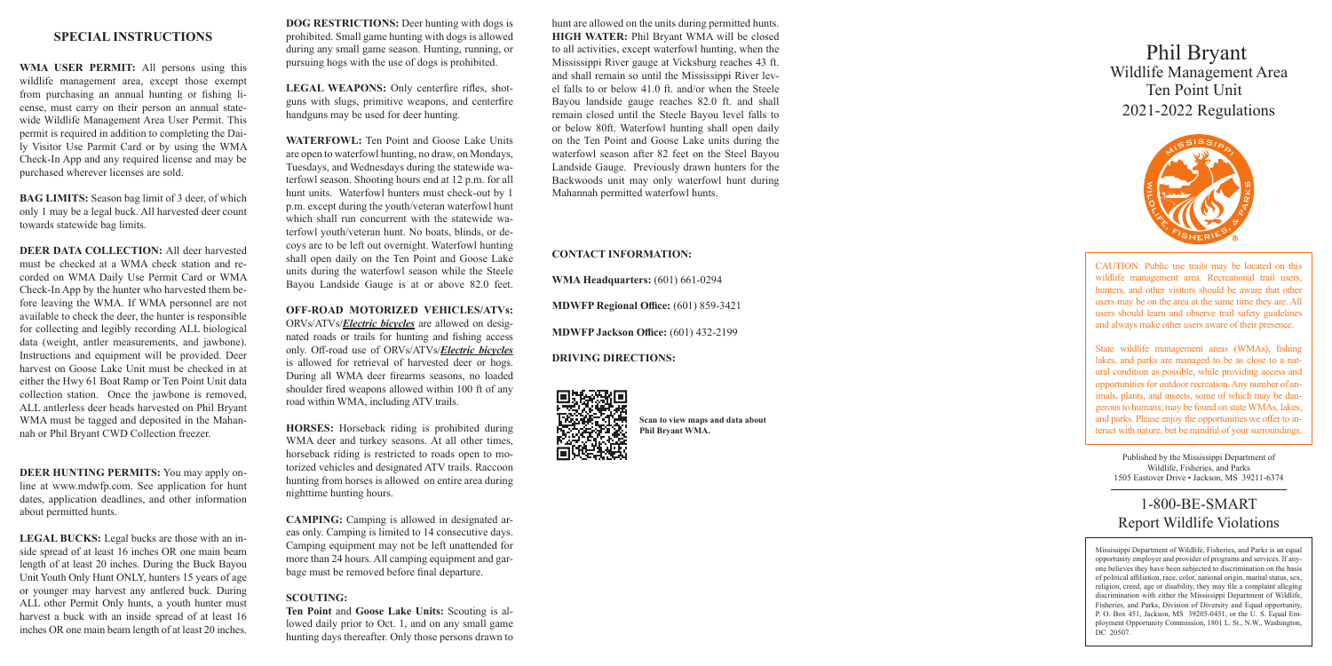## SPECIAL INSTRUCTIONS

**WMA USER PERMIT:** All persons using this wildlife management area, except those exempt from purchasing an annual hunting or fishing license, must carry on their person an annual statewide Wildlife Management Area User Permit. This permit is required in addition to completing the Daily Visitor Use Parmit Card or by using the WMA Check-In App and any required license and may be purchased wherever licenses are sold.

**BAG LIMITS:** Season bag limit of 3 deer, of which only 1 may be a legal buck. All harvested deer count towards statewide bag limits.

**DEER DATA COLLECTION:** All deer harvested must be checked at a WMA check station and recorded on WMA Daily Use Permit Card or WMA Check-In App by the hunter who harvested them before leaving the WMA. If WMA personnel are not available to check the deer, the hunter is responsible for collecting and legibly recording ALL biological data (weight, antler measurements, and jawbone). Instructions and equipment will be provided. Deer harvest on Goose Lake Unit must be checked in at either the Hwy 61 Boat Ramp or Ten Point Unit data collection station. Once the jawbone is removed, ALL antlerless deer heads harvested on Phil Bryant WMA must be tagged and deposited in the Mahannah or Phil Bryant CWD Collection freezer.

**DEER HUNTING PERMITS:** You may apply online at www.mdwfp.com. See application for hunt dates, application deadlines, and other information about permitted hunts.

**LEGAL BUCKS:** Legal bucks are those with an inside spread of at least 16 inches OR one main beam length of at least 20 inches. During the Buck Bayou Unit Youth Only Hunt ONLY, hunters 15 years of age or younger may harvest any antlered buck. During ALL other Permit Only hunts, a youth hunter must harvest a buck with an inside spread of at least 16 inches OR one main beam length of at least 20 inches.

**DOG RESTRICTIONS:** Deer hunting with dogs is prohibited. Small game hunting with dogs is allowed during any small game season. Hunting, running, or pursuing hogs with the use of dogs is prohibited.

**LEGAL WEAPONS:** Only centerfire rifles, shotguns with slugs, primitive weapons, and centerfire handguns may be used for deer hunting.

**WATERFOWL:** Ten Point and Goose Lake Units are open to waterfowl hunting, no draw, on Mondays, Tuesdays, and Wednesdays during the statewide waterfowl season. Shooting hours end at 12 p.m. for all hunt units. Waterfowl hunters must check-out by 1 p.m. except during the youth/veteran waterfowl hunt which shall run concurrent with the statewide waterfowl youth/veteran hunt. No boats, blinds, or decoys are to be left out overnight. Waterfowl hunting shall open daily on the Ten Point and Goose Lake units during the waterfowl season while the Steele Bayou Landside Gauge is at or above 82.0 feet.

**OFF-ROAD MOTORIZED VEHICLES/ATVs:** ORVs/ATVs/***Electric bicycles*** are allowed on designated roads or trails for hunting and fishing access only. Off-road use of ORVs/ATVs/***Electric bicycles*** is allowed for retrieval of harvested deer or hogs. During all WMA deer firearms seasons, no loaded shoulder fired weapons allowed within 100 ft of any road within WMA, including ATV trails.

**HORSES:** Horseback riding is prohibited during WMA deer and turkey seasons. At all other times, horseback riding is restricted to roads open to motorized vehicles and designated ATV trails. Raccoon hunting from horses is allowed on entire area during nighttime hunting hours.

**CAMPING:** Camping is allowed in designated areas only. Camping is limited to 14 consecutive days. Camping equipment may not be left unattended for more than 24 hours. All camping equipment and garbage must be removed before final departure.

**SCOUTING:**

**Ten Point** and **Goose Lake Units:** Scouting is allowed daily prior to Oct. 1, and on any small game hunting days thereafter. Only those persons drawn to hunt are allowed on the units during permitted hunts.

**HIGH WATER:** Phil Bryant WMA will be closed to all activities, except waterfowl hunting, when the Mississippi River gauge at Vicksburg reaches 43 ft. and shall remain so until the Mississippi River level falls to or below 41.0 ft. and/or when the Steele Bayou landside gauge reaches 82.0 ft. and shall remain closed until the Steele Bayou level falls to or below 80ft. Waterfowl hunting shall open daily on the Ten Point and Goose Lake units during the waterfowl season after 82 feet on the Steel Bayou Landside Gauge. Previously drawn hunters for the Backwoods unit may only waterfowl hunt during Mahannah permitted waterfowl hunts.

**CONTACT INFORMATION:**

**WMA Headquarters:** (601) 661-0294

**MDWFP Regional Office:** (601) 859-3421

**MDWFP Jackson Office:** (601) 432-2199

**DRIVING DIRECTIONS:**

**Scan to view maps and data about Phil Bryant WMA.**

# Phil Bryant
## Wildlife Management Area
## Ten Point Unit
## 2021-2022 Regulations

CAUTION: Public use trails may be located on this wildlife management area. Recreational trail users, hunters, and other visitors should be aware that other users may be on the area at the same time they are. All users should learn and observe trail safety guidelines and always make other users aware of their presence.

State wildlife management areas (WMAs), fishing lakes, and parks are managed to be as close to a natural condition as possible, while providing access and opportunities for outdoor recreation. Any number of animals, plants, and insects, some of which may be dangerous to humans, may be found on state WMAs, lakes, and parks. Please enjoy the opportunities we offer to interact with nature, but be mindful of your surroundings.

Published by the Mississippi Department of Wildlife, Fisheries, and Parks
1505 Eastover Drive • Jackson, MS 39211-6374

## 1-800-BE-SMART
## Report Wildlife Violations

Mississippi Department of Wildlife, Fisheries, and Parks is an equal opportunity employer and provider of programs and services. If anyone believes they have been subjected to discrimination on the basis of political affiliation, race, color, national origin, marital status, sex, religion, creed, age or disability, they may file a complaint alleging discrimination with either the Mississippi Department of Wildlife, Fisheries, and Parks, Division of Diversity and Equal opportunity, P. O. Box 451, Jackson, MS 39205-0451, or the U. S. Equal Employment Opportunity Commission, 1801 L. St., N.W., Washington, DC 20507.